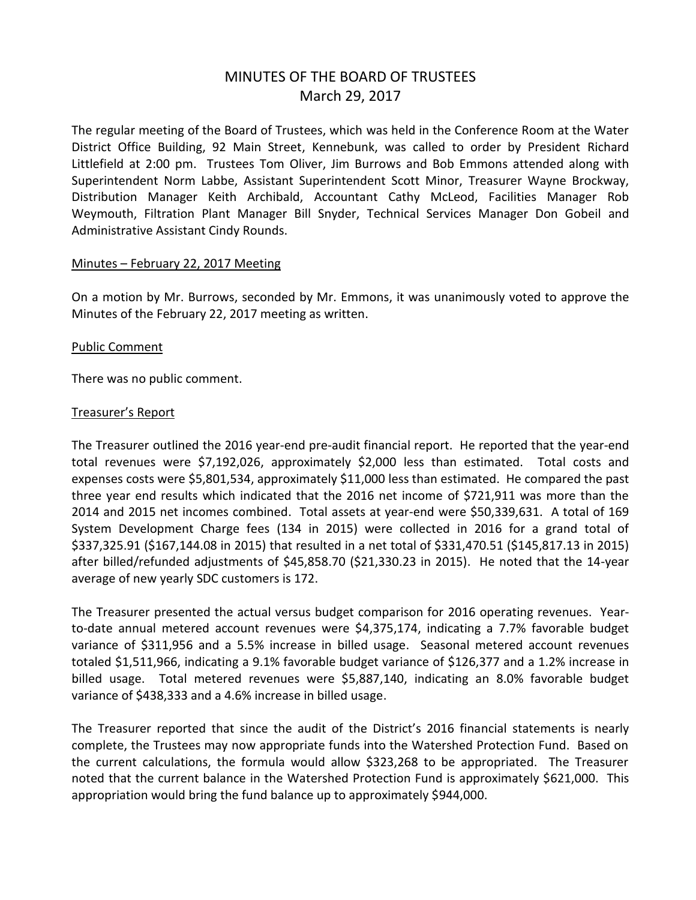# MINUTES OF THE BOARD OF TRUSTEES
## March 29, 2017

The regular meeting of the Board of Trustees, which was held in the Conference Room at the Water District Office Building, 92 Main Street, Kennebunk, was called to order by President Richard Littlefield at 2:00 pm. Trustees Tom Oliver, Jim Burrows and Bob Emmons attended along with Superintendent Norm Labbe, Assistant Superintendent Scott Minor, Treasurer Wayne Brockway, Distribution Manager Keith Archibald, Accountant Cathy McLeod, Facilities Manager Rob Weymouth, Filtration Plant Manager Bill Snyder, Technical Services Manager Don Gobeil and Administrative Assistant Cindy Rounds.

<u>Minutes – February 22, 2017 Meeting</u>

On a motion by Mr. Burrows, seconded by Mr. Emmons, it was unanimously voted to approve the Minutes of the February 22, 2017 meeting as written.

<u>Public Comment</u>

There was no public comment.

<u>Treasurer's Report</u>

The Treasurer outlined the 2016 year-end pre-audit financial report. He reported that the year-end total revenues were $7,192,026, approximately $2,000 less than estimated. Total costs and expenses costs were $5,801,534, approximately $11,000 less than estimated. He compared the past three year end results which indicated that the 2016 net income of $721,911 was more than the 2014 and 2015 net incomes combined. Total assets at year-end were $50,339,631. A total of 169 System Development Charge fees (134 in 2015) were collected in 2016 for a grand total of $337,325.91 ($167,144.08 in 2015) that resulted in a net total of $331,470.51 ($145,817.13 in 2015) after billed/refunded adjustments of $45,858.70 ($21,330.23 in 2015). He noted that the 14-year average of new yearly SDC customers is 172.

The Treasurer presented the actual versus budget comparison for 2016 operating revenues. Year-to-date annual metered account revenues were $4,375,174, indicating a 7.7% favorable budget variance of $311,956 and a 5.5% increase in billed usage. Seasonal metered account revenues totaled $1,511,966, indicating a 9.1% favorable budget variance of $126,377 and a 1.2% increase in billed usage. Total metered revenues were $5,887,140, indicating an 8.0% favorable budget variance of $438,333 and a 4.6% increase in billed usage.

The Treasurer reported that since the audit of the District's 2016 financial statements is nearly complete, the Trustees may now appropriate funds into the Watershed Protection Fund. Based on the current calculations, the formula would allow $323,268 to be appropriated. The Treasurer noted that the current balance in the Watershed Protection Fund is approximately $621,000. This appropriation would bring the fund balance up to approximately $944,000.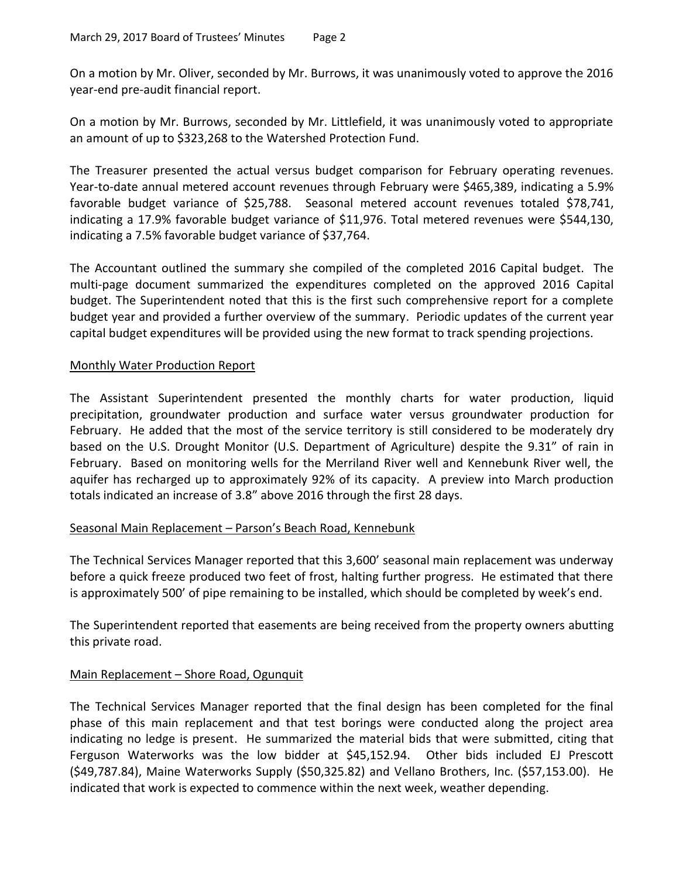On a motion by Mr. Oliver, seconded by Mr. Burrows, it was unanimously voted to approve the 2016 year-end pre-audit financial report.

On a motion by Mr. Burrows, seconded by Mr. Littlefield, it was unanimously voted to appropriate an amount of up to $323,268 to the Watershed Protection Fund.

The Treasurer presented the actual versus budget comparison for February operating revenues. Year-to-date annual metered account revenues through February were $465,389, indicating a 5.9% favorable budget variance of $25,788. Seasonal metered account revenues totaled $78,741, indicating a 17.9% favorable budget variance of $11,976. Total metered revenues were $544,130, indicating a 7.5% favorable budget variance of $37,764.

The Accountant outlined the summary she compiled of the completed 2016 Capital budget. The multi-page document summarized the expenditures completed on the approved 2016 Capital budget. The Superintendent noted that this is the first such comprehensive report for a complete budget year and provided a further overview of the summary. Periodic updates of the current year capital budget expenditures will be provided using the new format to track spending projections.

## Monthly Water Production Report

The Assistant Superintendent presented the monthly charts for water production, liquid precipitation, groundwater production and surface water versus groundwater production for February. He added that the most of the service territory is still considered to be moderately dry based on the U.S. Drought Monitor (U.S. Department of Agriculture) despite the 9.31" of rain in February. Based on monitoring wells for the Merriland River well and Kennebunk River well, the aquifer has recharged up to approximately 92% of its capacity. A preview into March production totals indicated an increase of 3.8" above 2016 through the first 28 days.

## Seasonal Main Replacement – Parson's Beach Road, Kennebunk

The Technical Services Manager reported that this 3,600' seasonal main replacement was underway before a quick freeze produced two feet of frost, halting further progress. He estimated that there is approximately 500' of pipe remaining to be installed, which should be completed by week's end.

The Superintendent reported that easements are being received from the property owners abutting this private road.

## Main Replacement – Shore Road, Ogunquit

The Technical Services Manager reported that the final design has been completed for the final phase of this main replacement and that test borings were conducted along the project area indicating no ledge is present. He summarized the material bids that were submitted, citing that Ferguson Waterworks was the low bidder at $45,152.94. Other bids included EJ Prescott ($49,787.84), Maine Waterworks Supply ($50,325.82) and Vellano Brothers, Inc. ($57,153.00). He indicated that work is expected to commence within the next week, weather depending.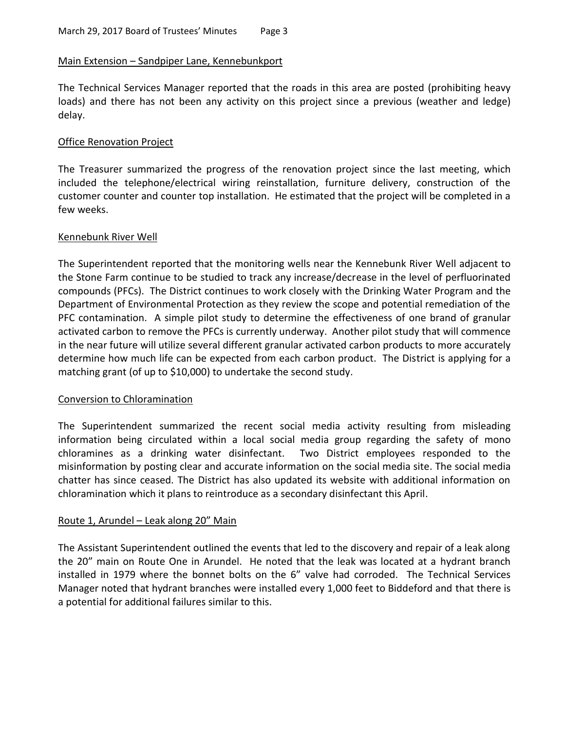## Main Extension – Sandpiper Lane, Kennebunkport

The Technical Services Manager reported that the roads in this area are posted (prohibiting heavy loads) and there has not been any activity on this project since a previous (weather and ledge) delay.

## Office Renovation Project

The Treasurer summarized the progress of the renovation project since the last meeting, which included the telephone/electrical wiring reinstallation, furniture delivery, construction of the customer counter and counter top installation. He estimated that the project will be completed in a few weeks.

## Kennebunk River Well

The Superintendent reported that the monitoring wells near the Kennebunk River Well adjacent to the Stone Farm continue to be studied to track any increase/decrease in the level of perfluorinated compounds (PFCs). The District continues to work closely with the Drinking Water Program and the Department of Environmental Protection as they review the scope and potential remediation of the PFC contamination. A simple pilot study to determine the effectiveness of one brand of granular activated carbon to remove the PFCs is currently underway. Another pilot study that will commence in the near future will utilize several different granular activated carbon products to more accurately determine how much life can be expected from each carbon product. The District is applying for a matching grant (of up to $10,000) to undertake the second study.

## Conversion to Chloramination

The Superintendent summarized the recent social media activity resulting from misleading information being circulated within a local social media group regarding the safety of mono chloramines as a drinking water disinfectant. Two District employees responded to the misinformation by posting clear and accurate information on the social media site. The social media chatter has since ceased. The District has also updated its website with additional information on chloramination which it plans to reintroduce as a secondary disinfectant this April.

## Route 1, Arundel – Leak along 20" Main

The Assistant Superintendent outlined the events that led to the discovery and repair of a leak along the 20" main on Route One in Arundel. He noted that the leak was located at a hydrant branch installed in 1979 where the bonnet bolts on the 6" valve had corroded. The Technical Services Manager noted that hydrant branches were installed every 1,000 feet to Biddeford and that there is a potential for additional failures similar to this.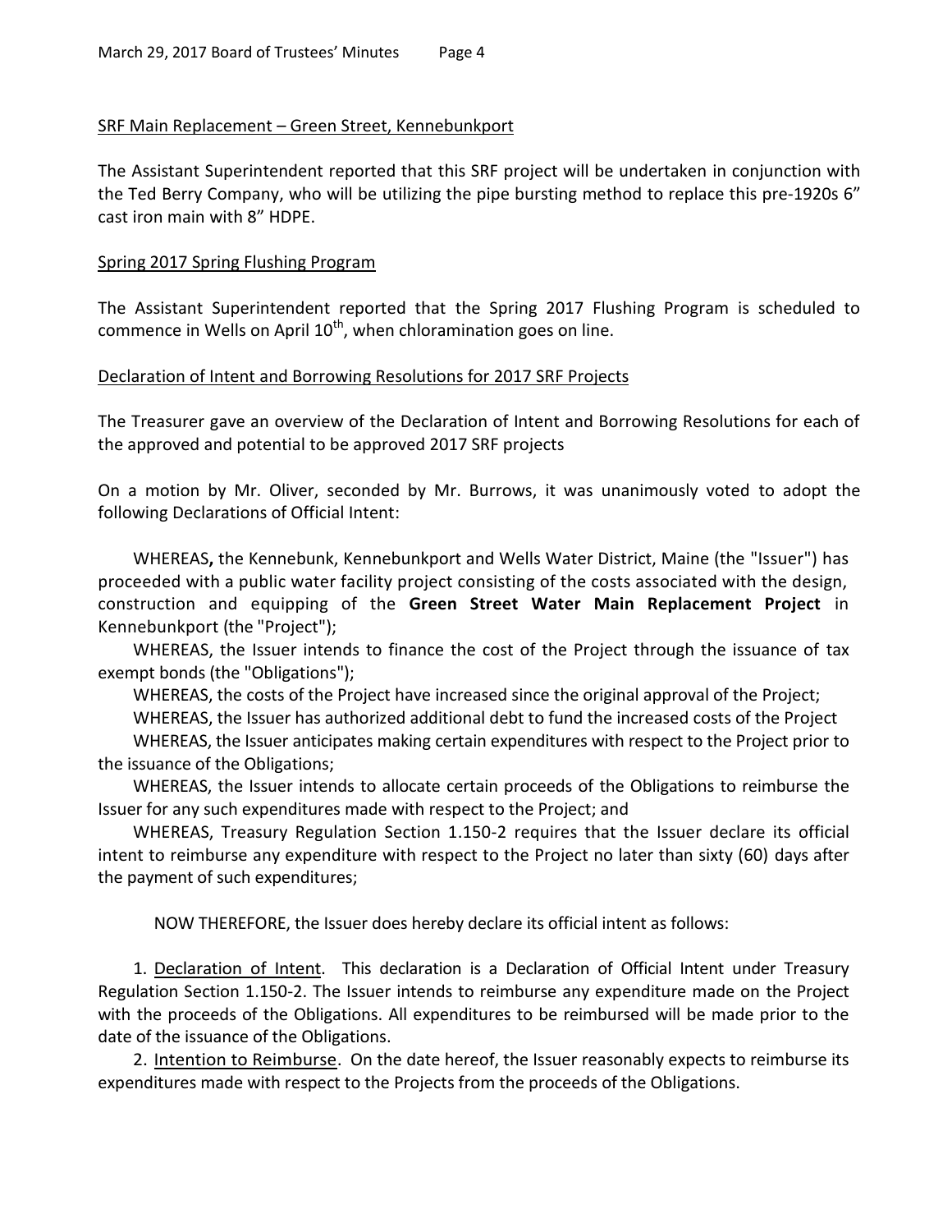<u>SRF Main Replacement – Green Street, Kennebunkport</u>

The Assistant Superintendent reported that this SRF project will be undertaken in conjunction with the Ted Berry Company, who will be utilizing the pipe bursting method to replace this pre-1920s 6" cast iron main with 8" HDPE.

<u>Spring 2017 Spring Flushing Program</u>

The Assistant Superintendent reported that the Spring 2017 Flushing Program is scheduled to commence in Wells on April 10th, when chloramination goes on line.

<u>Declaration of Intent and Borrowing Resolutions for 2017 SRF Projects</u>

The Treasurer gave an overview of the Declaration of Intent and Borrowing Resolutions for each of the approved and potential to be approved 2017 SRF projects

On a motion by Mr. Oliver, seconded by Mr. Burrows, it was unanimously voted to adopt the following Declarations of Official Intent:

WHEREAS**,** the Kennebunk, Kennebunkport and Wells Water District, Maine (the "Issuer") has proceeded with a public water facility project consisting of the costs associated with the design, construction and equipping of the **Green Street Water Main Replacement Project** in Kennebunkport (the "Project");

WHEREAS, the Issuer intends to finance the cost of the Project through the issuance of tax exempt bonds (the "Obligations");

WHEREAS, the costs of the Project have increased since the original approval of the Project;

WHEREAS, the Issuer has authorized additional debt to fund the increased costs of the Project

WHEREAS, the Issuer anticipates making certain expenditures with respect to the Project prior to the issuance of the Obligations;

WHEREAS, the Issuer intends to allocate certain proceeds of the Obligations to reimburse the Issuer for any such expenditures made with respect to the Project; and

WHEREAS, Treasury Regulation Section 1.150-2 requires that the Issuer declare its official intent to reimburse any expenditure with respect to the Project no later than sixty (60) days after the payment of such expenditures;

NOW THEREFORE, the Issuer does hereby declare its official intent as follows:

1. <u>Declaration of Intent</u>. This declaration is a Declaration of Official Intent under Treasury Regulation Section 1.150-2. The Issuer intends to reimburse any expenditure made on the Project with the proceeds of the Obligations. All expenditures to be reimbursed will be made prior to the date of the issuance of the Obligations.

2. <u>Intention to Reimburse</u>. On the date hereof, the Issuer reasonably expects to reimburse its expenditures made with respect to the Projects from the proceeds of the Obligations.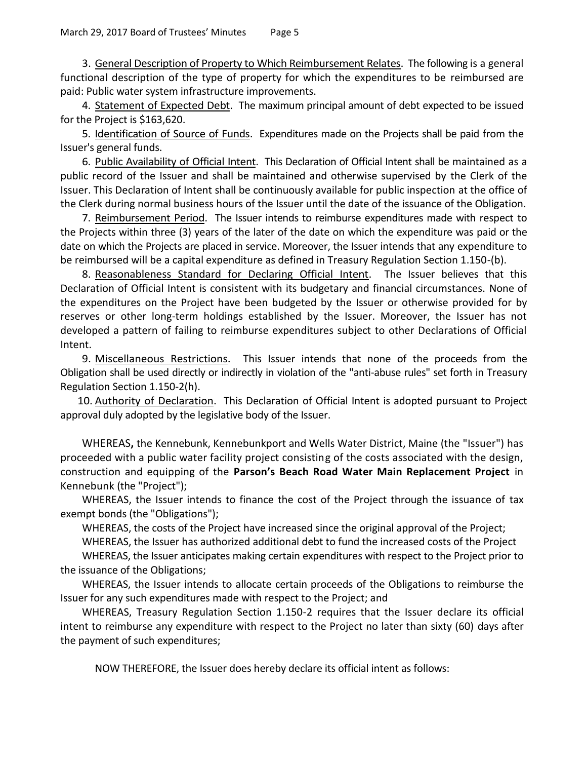3. General Description of Property to Which Reimbursement Relates. The following is a general functional description of the type of property for which the expenditures to be reimbursed are paid: Public water system infrastructure improvements.

4. Statement of Expected Debt. The maximum principal amount of debt expected to be issued for the Project is $163,620.

5. Identification of Source of Funds. Expenditures made on the Projects shall be paid from the Issuer's general funds.

6. Public Availability of Official Intent. This Declaration of Official Intent shall be maintained as a public record of the Issuer and shall be maintained and otherwise supervised by the Clerk of the Issuer. This Declaration of Intent shall be continuously available for public inspection at the office of the Clerk during normal business hours of the Issuer until the date of the issuance of the Obligation.

7. Reimbursement Period. The Issuer intends to reimburse expenditures made with respect to the Projects within three (3) years of the later of the date on which the expenditure was paid or the date on which the Projects are placed in service. Moreover, the Issuer intends that any expenditure to be reimbursed will be a capital expenditure as defined in Treasury Regulation Section 1.150-(b).

8. Reasonableness Standard for Declaring Official Intent. The Issuer believes that this Declaration of Official Intent is consistent with its budgetary and financial circumstances. None of the expenditures on the Project have been budgeted by the Issuer or otherwise provided for by reserves or other long-term holdings established by the Issuer. Moreover, the Issuer has not developed a pattern of failing to reimburse expenditures subject to other Declarations of Official Intent.

9. Miscellaneous Restrictions. This Issuer intends that none of the proceeds from the Obligation shall be used directly or indirectly in violation of the "anti-abuse rules" set forth in Treasury Regulation Section 1.150-2(h).

10. Authority of Declaration. This Declaration of Official Intent is adopted pursuant to Project approval duly adopted by the legislative body of the Issuer.

WHEREAS**,** the Kennebunk, Kennebunkport and Wells Water District, Maine (the "Issuer") has proceeded with a public water facility project consisting of the costs associated with the design, construction and equipping of the **Parson's Beach Road Water Main Replacement Project** in Kennebunk (the "Project");

WHEREAS, the Issuer intends to finance the cost of the Project through the issuance of tax exempt bonds (the "Obligations");

WHEREAS, the costs of the Project have increased since the original approval of the Project;

WHEREAS, the Issuer has authorized additional debt to fund the increased costs of the Project

WHEREAS, the Issuer anticipates making certain expenditures with respect to the Project prior to the issuance of the Obligations;

WHEREAS, the Issuer intends to allocate certain proceeds of the Obligations to reimburse the Issuer for any such expenditures made with respect to the Project; and

WHEREAS, Treasury Regulation Section 1.150-2 requires that the Issuer declare its official intent to reimburse any expenditure with respect to the Project no later than sixty (60) days after the payment of such expenditures;

NOW THEREFORE, the Issuer does hereby declare its official intent as follows: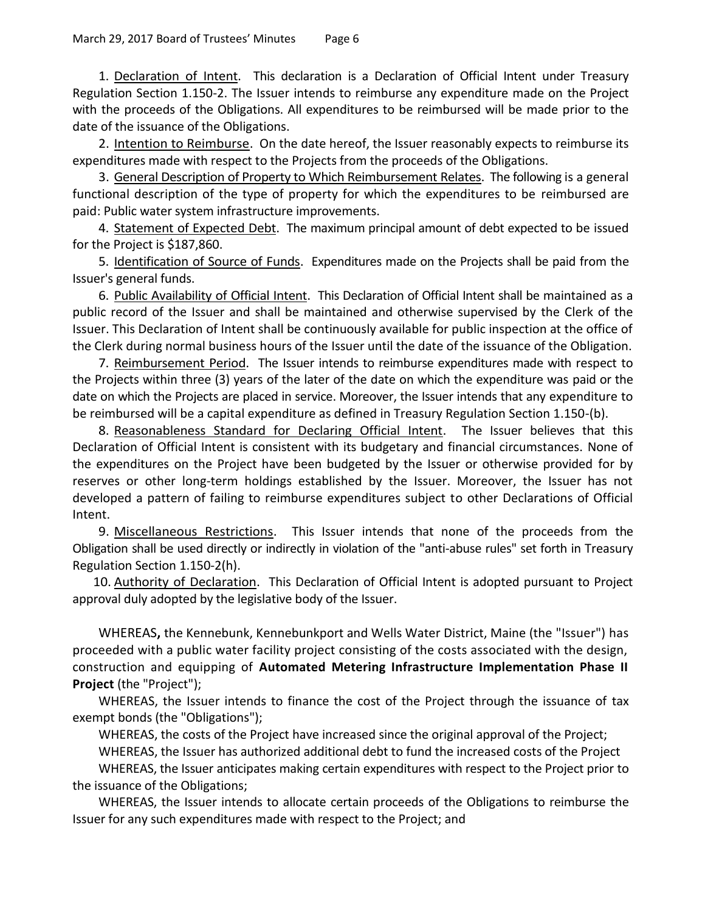1. Declaration of Intent. This declaration is a Declaration of Official Intent under Treasury Regulation Section 1.150-2. The Issuer intends to reimburse any expenditure made on the Project with the proceeds of the Obligations. All expenditures to be reimbursed will be made prior to the date of the issuance of the Obligations.

2. Intention to Reimburse. On the date hereof, the Issuer reasonably expects to reimburse its expenditures made with respect to the Projects from the proceeds of the Obligations.

3. General Description of Property to Which Reimbursement Relates. The following is a general functional description of the type of property for which the expenditures to be reimbursed are paid: Public water system infrastructure improvements.

4. Statement of Expected Debt. The maximum principal amount of debt expected to be issued for the Project is $187,860.

5. Identification of Source of Funds. Expenditures made on the Projects shall be paid from the Issuer's general funds.

6. Public Availability of Official Intent. This Declaration of Official Intent shall be maintained as a public record of the Issuer and shall be maintained and otherwise supervised by the Clerk of the Issuer. This Declaration of Intent shall be continuously available for public inspection at the office of the Clerk during normal business hours of the Issuer until the date of the issuance of the Obligation.

7. Reimbursement Period. The Issuer intends to reimburse expenditures made with respect to the Projects within three (3) years of the later of the date on which the expenditure was paid or the date on which the Projects are placed in service. Moreover, the Issuer intends that any expenditure to be reimbursed will be a capital expenditure as defined in Treasury Regulation Section 1.150-(b).

8. Reasonableness Standard for Declaring Official Intent. The Issuer believes that this Declaration of Official Intent is consistent with its budgetary and financial circumstances. None of the expenditures on the Project have been budgeted by the Issuer or otherwise provided for by reserves or other long-term holdings established by the Issuer. Moreover, the Issuer has not developed a pattern of failing to reimburse expenditures subject to other Declarations of Official Intent.

9. Miscellaneous Restrictions. This Issuer intends that none of the proceeds from the Obligation shall be used directly or indirectly in violation of the "anti-abuse rules" set forth in Treasury Regulation Section 1.150-2(h).

10. Authority of Declaration. This Declaration of Official Intent is adopted pursuant to Project approval duly adopted by the legislative body of the Issuer.

WHEREAS**,** the Kennebunk, Kennebunkport and Wells Water District, Maine (the "Issuer") has proceeded with a public water facility project consisting of the costs associated with the design, construction and equipping of **Automated Metering Infrastructure Implementation Phase II Project** (the "Project");

WHEREAS, the Issuer intends to finance the cost of the Project through the issuance of tax exempt bonds (the "Obligations");

WHEREAS, the costs of the Project have increased since the original approval of the Project;

WHEREAS, the Issuer has authorized additional debt to fund the increased costs of the Project

WHEREAS, the Issuer anticipates making certain expenditures with respect to the Project prior to the issuance of the Obligations;

WHEREAS, the Issuer intends to allocate certain proceeds of the Obligations to reimburse the Issuer for any such expenditures made with respect to the Project; and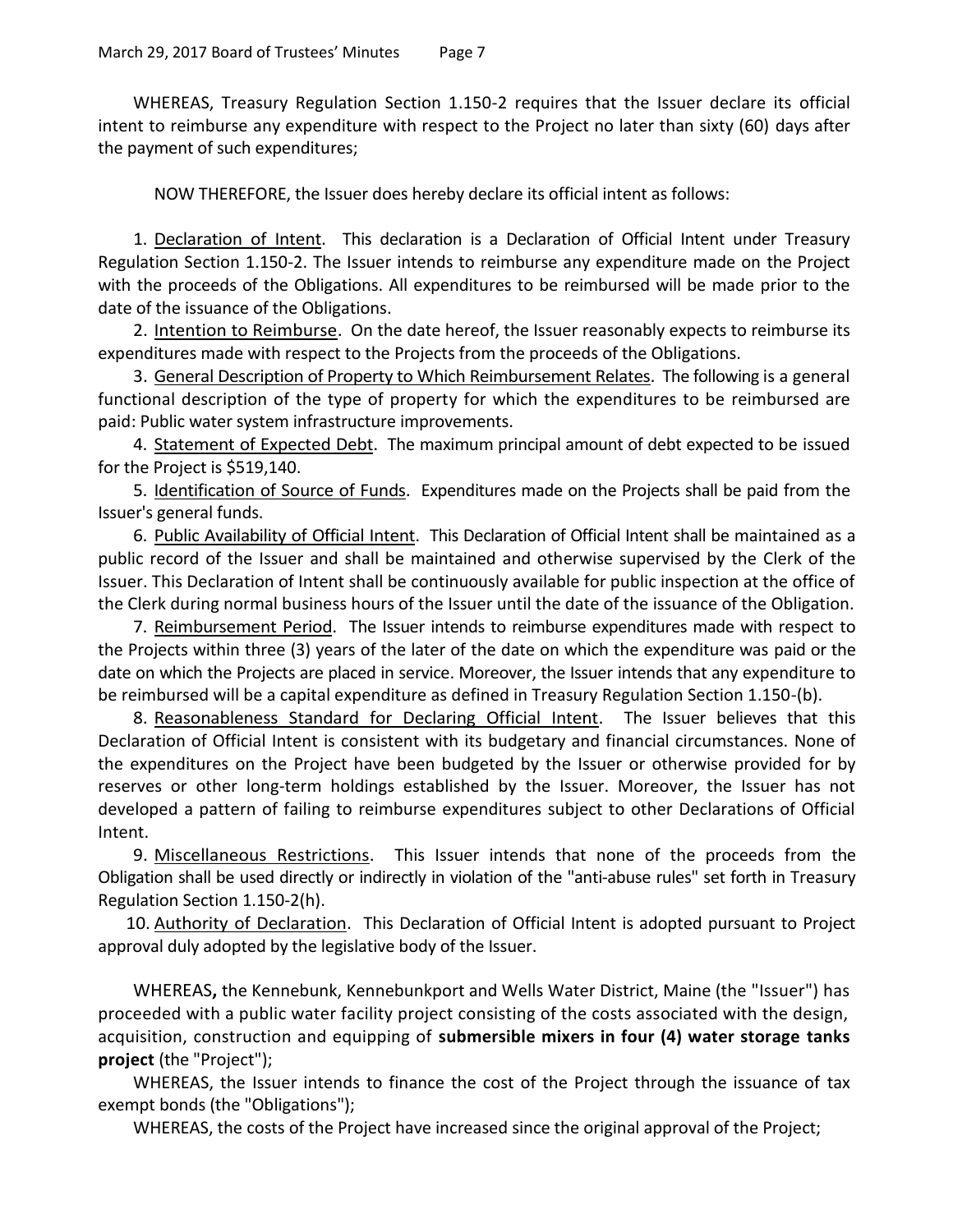WHEREAS, Treasury Regulation Section 1.150-2 requires that the Issuer declare its official intent to reimburse any expenditure with respect to the Project no later than sixty (60) days after the payment of such expenditures;

NOW THEREFORE, the Issuer does hereby declare its official intent as follows:

1. Declaration of Intent. This declaration is a Declaration of Official Intent under Treasury Regulation Section 1.150-2. The Issuer intends to reimburse any expenditure made on the Project with the proceeds of the Obligations. All expenditures to be reimbursed will be made prior to the date of the issuance of the Obligations.

2. Intention to Reimburse. On the date hereof, the Issuer reasonably expects to reimburse its expenditures made with respect to the Projects from the proceeds of the Obligations.

3. General Description of Property to Which Reimbursement Relates. The following is a general functional description of the type of property for which the expenditures to be reimbursed are paid: Public water system infrastructure improvements.

4. Statement of Expected Debt. The maximum principal amount of debt expected to be issued for the Project is $519,140.

5. Identification of Source of Funds. Expenditures made on the Projects shall be paid from the Issuer's general funds.

6. Public Availability of Official Intent. This Declaration of Official Intent shall be maintained as a public record of the Issuer and shall be maintained and otherwise supervised by the Clerk of the Issuer. This Declaration of Intent shall be continuously available for public inspection at the office of the Clerk during normal business hours of the Issuer until the date of the issuance of the Obligation.

7. Reimbursement Period. The Issuer intends to reimburse expenditures made with respect to the Projects within three (3) years of the later of the date on which the expenditure was paid or the date on which the Projects are placed in service. Moreover, the Issuer intends that any expenditure to be reimbursed will be a capital expenditure as defined in Treasury Regulation Section 1.150-(b).

8. Reasonableness Standard for Declaring Official Intent. The Issuer believes that this Declaration of Official Intent is consistent with its budgetary and financial circumstances. None of the expenditures on the Project have been budgeted by the Issuer or otherwise provided for by reserves or other long-term holdings established by the Issuer. Moreover, the Issuer has not developed a pattern of failing to reimburse expenditures subject to other Declarations of Official Intent.

9. Miscellaneous Restrictions. This Issuer intends that none of the proceeds from the Obligation shall be used directly or indirectly in violation of the "anti-abuse rules" set forth in Treasury Regulation Section 1.150-2(h).

10. Authority of Declaration. This Declaration of Official Intent is adopted pursuant to Project approval duly adopted by the legislative body of the Issuer.

WHEREAS**,** the Kennebunk, Kennebunkport and Wells Water District, Maine (the "Issuer") has proceeded with a public water facility project consisting of the costs associated with the design, acquisition, construction and equipping of **submersible mixers in four (4) water storage tanks project** (the "Project");

WHEREAS, the Issuer intends to finance the cost of the Project through the issuance of tax exempt bonds (the "Obligations");

WHEREAS, the costs of the Project have increased since the original approval of the Project;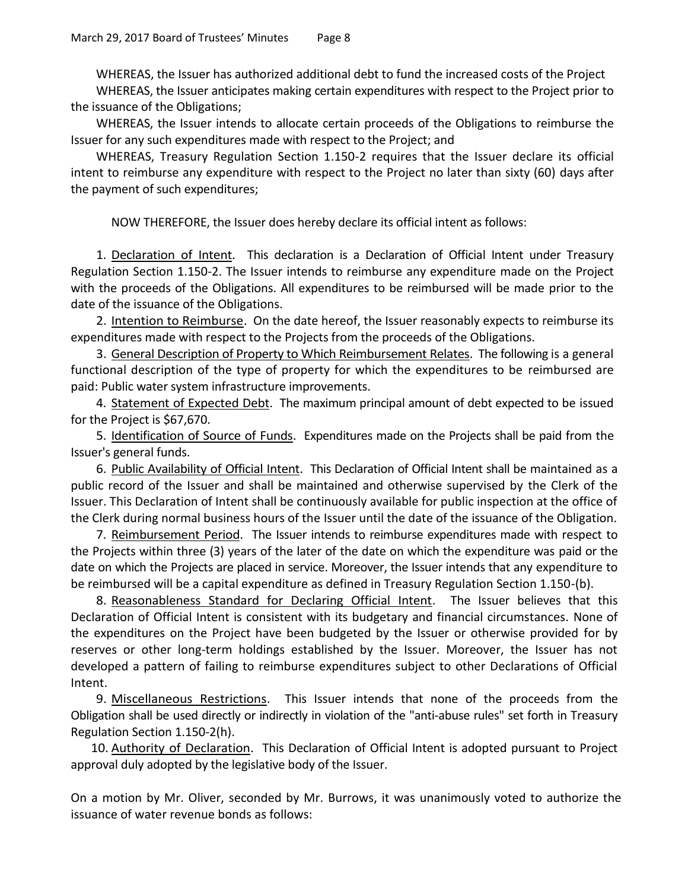WHEREAS, the Issuer has authorized additional debt to fund the increased costs of the Project

WHEREAS, the Issuer anticipates making certain expenditures with respect to the Project prior to the issuance of the Obligations;

WHEREAS, the Issuer intends to allocate certain proceeds of the Obligations to reimburse the Issuer for any such expenditures made with respect to the Project; and

WHEREAS, Treasury Regulation Section 1.150-2 requires that the Issuer declare its official intent to reimburse any expenditure with respect to the Project no later than sixty (60) days after the payment of such expenditures;

NOW THEREFORE, the Issuer does hereby declare its official intent as follows:

1. Declaration of Intent. This declaration is a Declaration of Official Intent under Treasury Regulation Section 1.150-2. The Issuer intends to reimburse any expenditure made on the Project with the proceeds of the Obligations. All expenditures to be reimbursed will be made prior to the date of the issuance of the Obligations.

2. Intention to Reimburse. On the date hereof, the Issuer reasonably expects to reimburse its expenditures made with respect to the Projects from the proceeds of the Obligations.

3. General Description of Property to Which Reimbursement Relates. The following is a general functional description of the type of property for which the expenditures to be reimbursed are paid: Public water system infrastructure improvements.

4. Statement of Expected Debt. The maximum principal amount of debt expected to be issued for the Project is $67,670.

5. Identification of Source of Funds. Expenditures made on the Projects shall be paid from the Issuer's general funds.

6. Public Availability of Official Intent. This Declaration of Official Intent shall be maintained as a public record of the Issuer and shall be maintained and otherwise supervised by the Clerk of the Issuer. This Declaration of Intent shall be continuously available for public inspection at the office of the Clerk during normal business hours of the Issuer until the date of the issuance of the Obligation.

7. Reimbursement Period. The Issuer intends to reimburse expenditures made with respect to the Projects within three (3) years of the later of the date on which the expenditure was paid or the date on which the Projects are placed in service. Moreover, the Issuer intends that any expenditure to be reimbursed will be a capital expenditure as defined in Treasury Regulation Section 1.150-(b).

8. Reasonableness Standard for Declaring Official Intent. The Issuer believes that this Declaration of Official Intent is consistent with its budgetary and financial circumstances. None of the expenditures on the Project have been budgeted by the Issuer or otherwise provided for by reserves or other long-term holdings established by the Issuer. Moreover, the Issuer has not developed a pattern of failing to reimburse expenditures subject to other Declarations of Official Intent.

9. Miscellaneous Restrictions. This Issuer intends that none of the proceeds from the Obligation shall be used directly or indirectly in violation of the "anti-abuse rules" set forth in Treasury Regulation Section 1.150-2(h).

10. Authority of Declaration. This Declaration of Official Intent is adopted pursuant to Project approval duly adopted by the legislative body of the Issuer.

On a motion by Mr. Oliver, seconded by Mr. Burrows, it was unanimously voted to authorize the issuance of water revenue bonds as follows: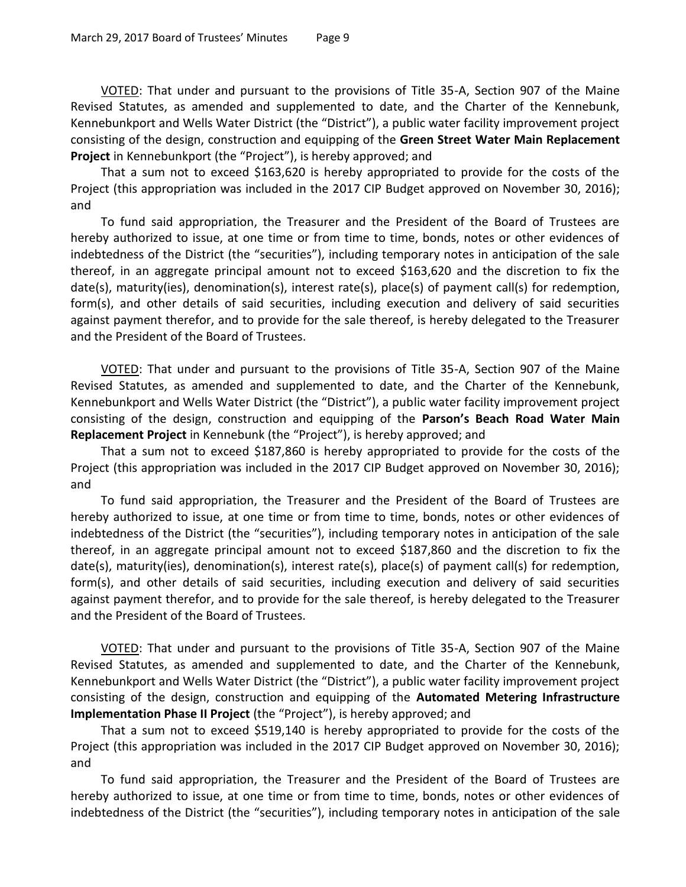VOTED: That under and pursuant to the provisions of Title 35-A, Section 907 of the Maine Revised Statutes, as amended and supplemented to date, and the Charter of the Kennebunk, Kennebunkport and Wells Water District (the "District"), a public water facility improvement project consisting of the design, construction and equipping of the **Green Street Water Main Replacement Project** in Kennebunkport (the "Project"), is hereby approved; and

That a sum not to exceed $163,620 is hereby appropriated to provide for the costs of the Project (this appropriation was included in the 2017 CIP Budget approved on November 30, 2016); and

To fund said appropriation, the Treasurer and the President of the Board of Trustees are hereby authorized to issue, at one time or from time to time, bonds, notes or other evidences of indebtedness of the District (the "securities"), including temporary notes in anticipation of the sale thereof, in an aggregate principal amount not to exceed $163,620 and the discretion to fix the date(s), maturity(ies), denomination(s), interest rate(s), place(s) of payment call(s) for redemption, form(s), and other details of said securities, including execution and delivery of said securities against payment therefor, and to provide for the sale thereof, is hereby delegated to the Treasurer and the President of the Board of Trustees.

VOTED: That under and pursuant to the provisions of Title 35-A, Section 907 of the Maine Revised Statutes, as amended and supplemented to date, and the Charter of the Kennebunk, Kennebunkport and Wells Water District (the "District"), a public water facility improvement project consisting of the design, construction and equipping of the **Parson's Beach Road Water Main Replacement Project** in Kennebunk (the "Project"), is hereby approved; and

That a sum not to exceed $187,860 is hereby appropriated to provide for the costs of the Project (this appropriation was included in the 2017 CIP Budget approved on November 30, 2016); and

To fund said appropriation, the Treasurer and the President of the Board of Trustees are hereby authorized to issue, at one time or from time to time, bonds, notes or other evidences of indebtedness of the District (the "securities"), including temporary notes in anticipation of the sale thereof, in an aggregate principal amount not to exceed $187,860 and the discretion to fix the date(s), maturity(ies), denomination(s), interest rate(s), place(s) of payment call(s) for redemption, form(s), and other details of said securities, including execution and delivery of said securities against payment therefor, and to provide for the sale thereof, is hereby delegated to the Treasurer and the President of the Board of Trustees.

VOTED: That under and pursuant to the provisions of Title 35-A, Section 907 of the Maine Revised Statutes, as amended and supplemented to date, and the Charter of the Kennebunk, Kennebunkport and Wells Water District (the "District"), a public water facility improvement project consisting of the design, construction and equipping of the **Automated Metering Infrastructure Implementation Phase II Project** (the "Project"), is hereby approved; and

That a sum not to exceed $519,140 is hereby appropriated to provide for the costs of the Project (this appropriation was included in the 2017 CIP Budget approved on November 30, 2016); and

To fund said appropriation, the Treasurer and the President of the Board of Trustees are hereby authorized to issue, at one time or from time to time, bonds, notes or other evidences of indebtedness of the District (the "securities"), including temporary notes in anticipation of the sale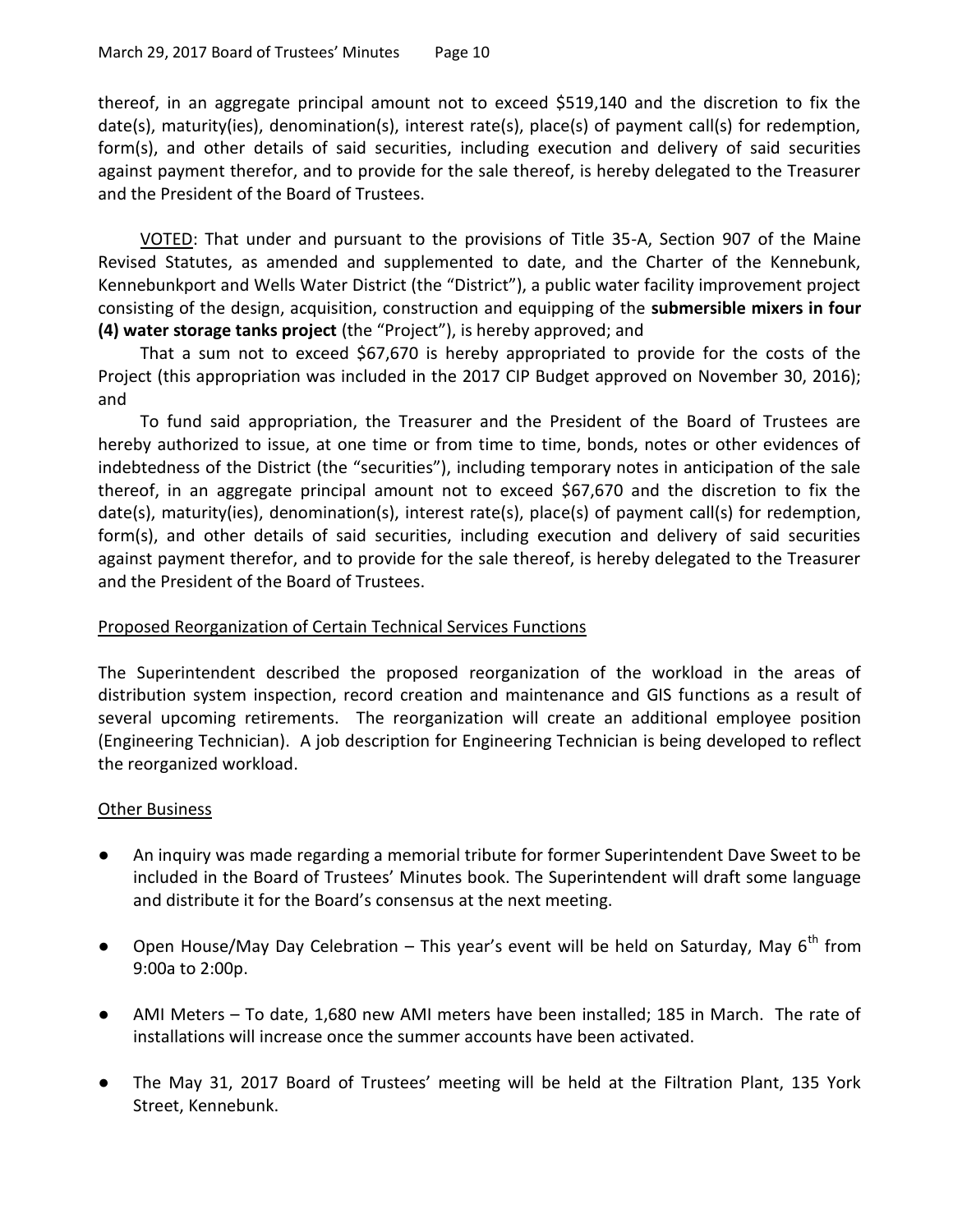thereof, in an aggregate principal amount not to exceed $519,140 and the discretion to fix the date(s), maturity(ies), denomination(s), interest rate(s), place(s) of payment call(s) for redemption, form(s), and other details of said securities, including execution and delivery of said securities against payment therefor, and to provide for the sale thereof, is hereby delegated to the Treasurer and the President of the Board of Trustees.

VOTED: That under and pursuant to the provisions of Title 35-A, Section 907 of the Maine Revised Statutes, as amended and supplemented to date, and the Charter of the Kennebunk, Kennebunkport and Wells Water District (the "District"), a public water facility improvement project consisting of the design, acquisition, construction and equipping of the **submersible mixers in four (4) water storage tanks project** (the "Project"), is hereby approved; and

That a sum not to exceed $67,670 is hereby appropriated to provide for the costs of the Project (this appropriation was included in the 2017 CIP Budget approved on November 30, 2016); and

To fund said appropriation, the Treasurer and the President of the Board of Trustees are hereby authorized to issue, at one time or from time to time, bonds, notes or other evidences of indebtedness of the District (the "securities"), including temporary notes in anticipation of the sale thereof, in an aggregate principal amount not to exceed $67,670 and the discretion to fix the date(s), maturity(ies), denomination(s), interest rate(s), place(s) of payment call(s) for redemption, form(s), and other details of said securities, including execution and delivery of said securities against payment therefor, and to provide for the sale thereof, is hereby delegated to the Treasurer and the President of the Board of Trustees.

Proposed Reorganization of Certain Technical Services Functions

The Superintendent described the proposed reorganization of the workload in the areas of distribution system inspection, record creation and maintenance and GIS functions as a result of several upcoming retirements. The reorganization will create an additional employee position (Engineering Technician). A job description for Engineering Technician is being developed to reflect the reorganized workload.

Other Business

- An inquiry was made regarding a memorial tribute for former Superintendent Dave Sweet to be included in the Board of Trustees' Minutes book. The Superintendent will draft some language and distribute it for the Board's consensus at the next meeting.
- Open House/May Day Celebration – This year's event will be held on Saturday, May 6th from 9:00a to 2:00p.
- AMI Meters – To date, 1,680 new AMI meters have been installed; 185 in March. The rate of installations will increase once the summer accounts have been activated.
- The May 31, 2017 Board of Trustees' meeting will be held at the Filtration Plant, 135 York Street, Kennebunk.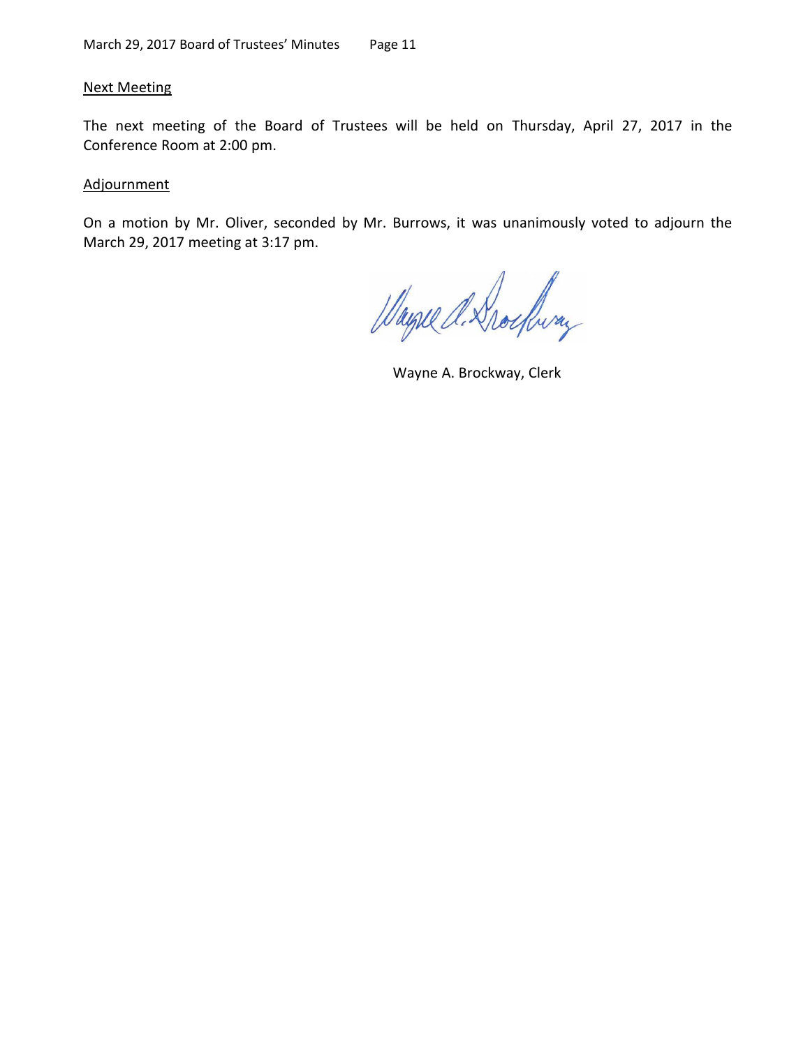<u>Next Meeting</u>

The next meeting of the Board of Trustees will be held on Thursday, April 27, 2017 in the Conference Room at 2:00 pm.

<u>Adjournment</u>

On a motion by Mr. Oliver, seconded by Mr. Burrows, it was unanimously voted to adjourn the March 29, 2017 meeting at 3:17 pm.

Wayne A. Brockway, Clerk